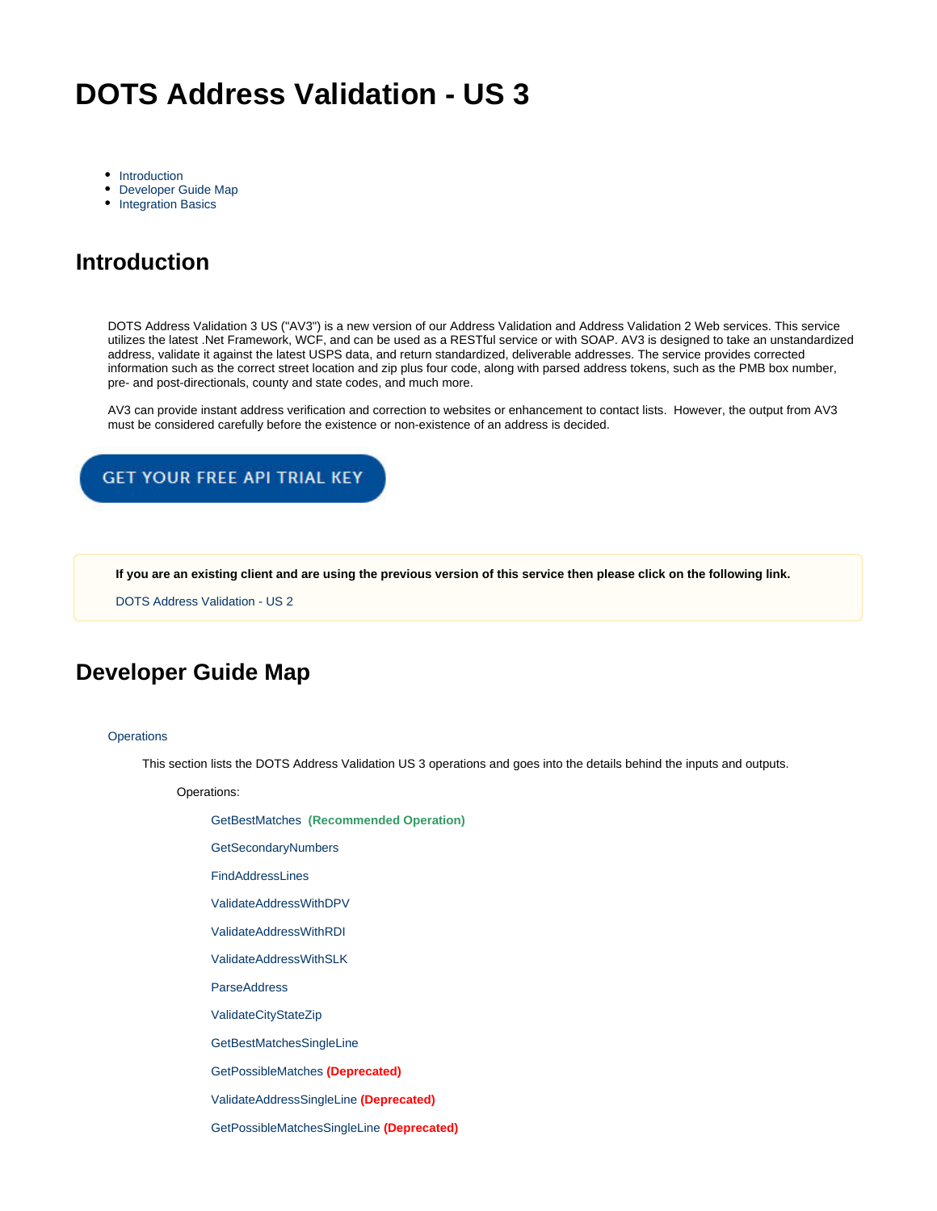# DOTS Address Validation - US 3

- Introduction
- Developer Guide Map
- Integration Basics

## Introduction

DOTS Address Validation 3 US ("AV3") is a new version of our Address Validation and Address Validation 2 Web services. This service utilizes the latest .Net Framework, WCF, and can be used as a RESTful service or with SOAP. AV3 is designed to take an unstandardized address, validate it against the latest USPS data, and return standardized, deliverable addresses. The service provides corrected information such as the correct street location and zip plus four code, along with parsed address tokens, such as the PMB box number, pre- and post-directionals, county and state codes, and much more.

AV3 can provide instant address verification and correction to websites or enhancement to contact lists. However, the output from AV3 must be considered carefully before the existence or non-existence of an address is decided.

GET YOUR FREE API TRIAL KEY

**If you are an existing client and are using the previous version of this service then please click on the following link.**

DOTS Address Validation - US 2

## Developer Guide Map

Operations

This section lists the DOTS Address Validation US 3 operations and goes into the details behind the inputs and outputs.

Operations:

GetBestMatches **(Recommended Operation)**

GetSecondaryNumbers

FindAddressLines

ValidateAddressWithDPV

ValidateAddressWithRDI

ValidateAddressWithSLK

ParseAddress

ValidateCityStateZip

GetBestMatchesSingleLine

GetPossibleMatches **(Deprecated)**

ValidateAddressSingleLine **(Deprecated)**

GetPossibleMatchesSingleLine **(Deprecated)**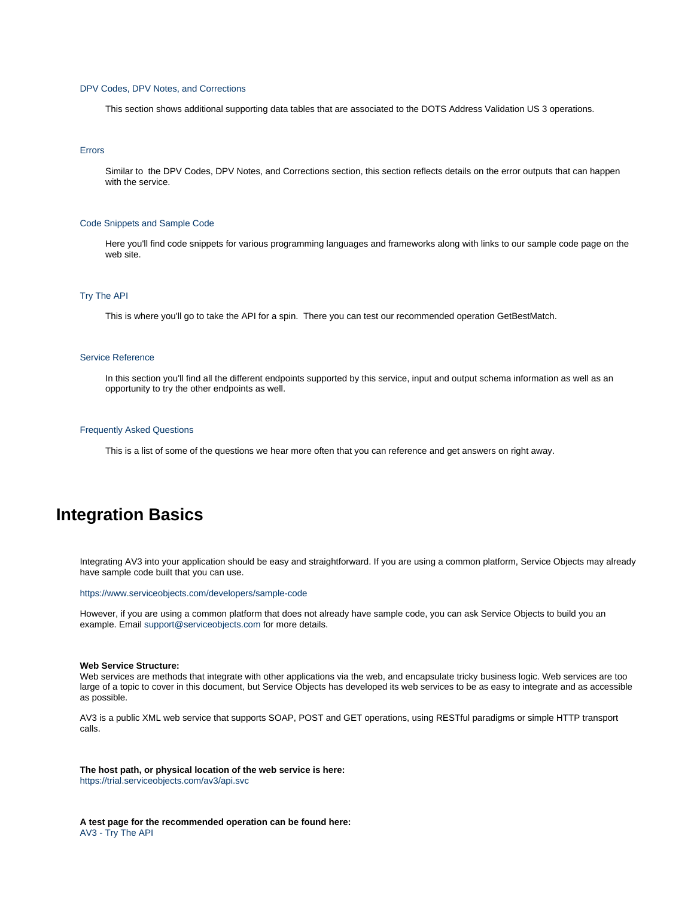[DPV Codes, DPV Notes, and Corrections](#)

This section shows additional supporting data tables that are associated to the DOTS Address Validation US 3 operations.

[Errors](#)

Similar to the DPV Codes, DPV Notes, and Corrections section, this section reflects details on the error outputs that can happen with the service.

[Code Snippets and Sample Code](#)

Here you'll find code snippets for various programming languages and frameworks along with links to our sample code page on the web site.

[Try The API](#)

This is where you'll go to take the API for a spin. There you can test our recommended operation GetBestMatch.

[Service Reference](#)

In this section you'll find all the different endpoints supported by this service, input and output schema information as well as an opportunity to try the other endpoints as well.

[Frequently Asked Questions](#)

This is a list of some of the questions we hear more often that you can reference and get answers on right away.

# Integration Basics

Integrating AV3 into your application should be easy and straightforward. If you are using a common platform, Service Objects may already have sample code built that you can use.

https://www.serviceobjects.com/developers/sample-code

However, if you are using a common platform that does not already have sample code, you can ask Service Objects to build you an example. Email support@serviceobjects.com for more details.

**Web Service Structure:**
Web services are methods that integrate with other applications via the web, and encapsulate tricky business logic. Web services are too large of a topic to cover in this document, but Service Objects has developed its web services to be as easy to integrate and as accessible as possible.

AV3 is a public XML web service that supports SOAP, POST and GET operations, using RESTful paradigms or simple HTTP transport calls.

**The host path, or physical location of the web service is here:**
https://trial.serviceobjects.com/av3/api.svc

**A test page for the recommended operation can be found here:**
[AV3 - Try The API](#)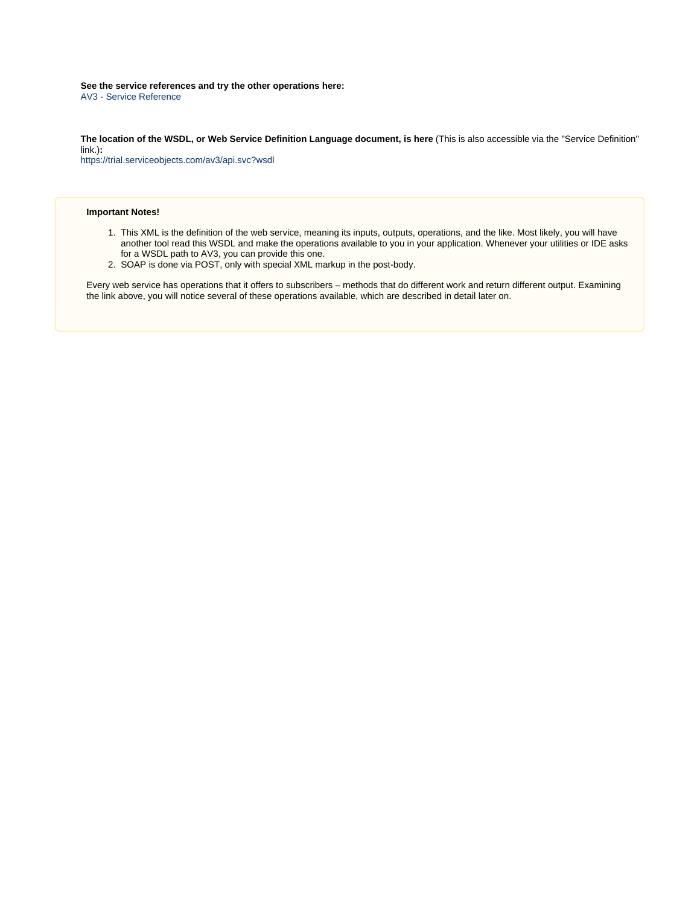**See the service references and try the other operations here:**
AV3 - Service Reference

**The location of the WSDL, or Web Service Definition Language document, is here** (This is also accessible via the "Service Definition" link.)**:**
https://trial.serviceobjects.com/av3/api.svc?wsdl

**Important Notes!**

1. This XML is the definition of the web service, meaning its inputs, outputs, operations, and the like. Most likely, you will have another tool read this WSDL and make the operations available to you in your application. Whenever your utilities or IDE asks for a WSDL path to AV3, you can provide this one.
2. SOAP is done via POST, only with special XML markup in the post-body.

Every web service has operations that it offers to subscribers – methods that do different work and return different output. Examining the link above, you will notice several of these operations available, which are described in detail later on.